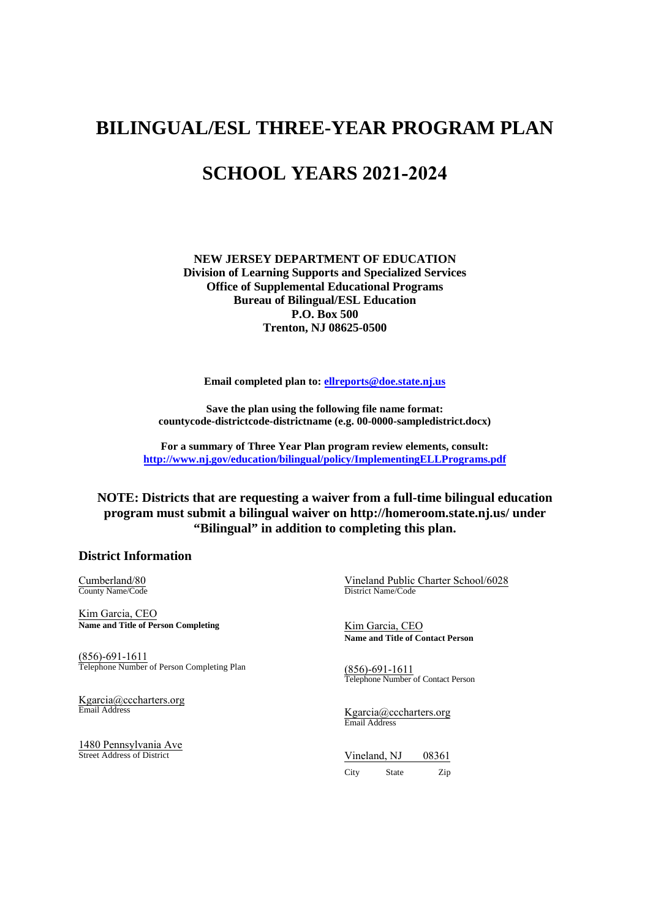# BILINGUAL/ESL THREE-YEAR PROGRAM PLAN

# SCHOOL YEARS 2021-2024

**NEW JERSEY DEPARTMENT OF EDUCATION**
**Division of Learning Supports and Specialized Services**
**Office of Supplemental Educational Programs**
**Bureau of Bilingual/ESL Education**
**P.O. Box 500**
**Trenton, NJ 08625-0500**

**Email completed plan to: ellreports@doe.state.nj.us**

**Save the plan using the following file name format:**
**countycode-districtcode-districtname (e.g. 00-0000-sampledistrict.docx)**

**For a summary of Three Year Plan program review elements, consult:**
**http://www.nj.gov/education/bilingual/policy/ImplementingELLPrograms.pdf**

**NOTE: Districts that are requesting a waiver from a full-time bilingual education program must submit a bilingual waiver on http://homeroom.state.nj.us/ under "Bilingual" in addition to completing this plan.**

## District Information

Cumberland/80
County Name/Code

Vineland Public Charter School/6028
District Name/Code

Kim Garcia, CEO
**Name and Title of Person Completing**

Kim Garcia, CEO
**Name and Title of Contact Person**

(856)-691-1611
Telephone Number of Person Completing Plan

(856)-691-1611
Telephone Number of Contact Person

Kgarcia@cccharters.org
Email Address

Kgarcia@cccharters.org
Email Address

1480 Pennsylvania Ave
Street Address of District

Vineland, NJ 08361
City State Zip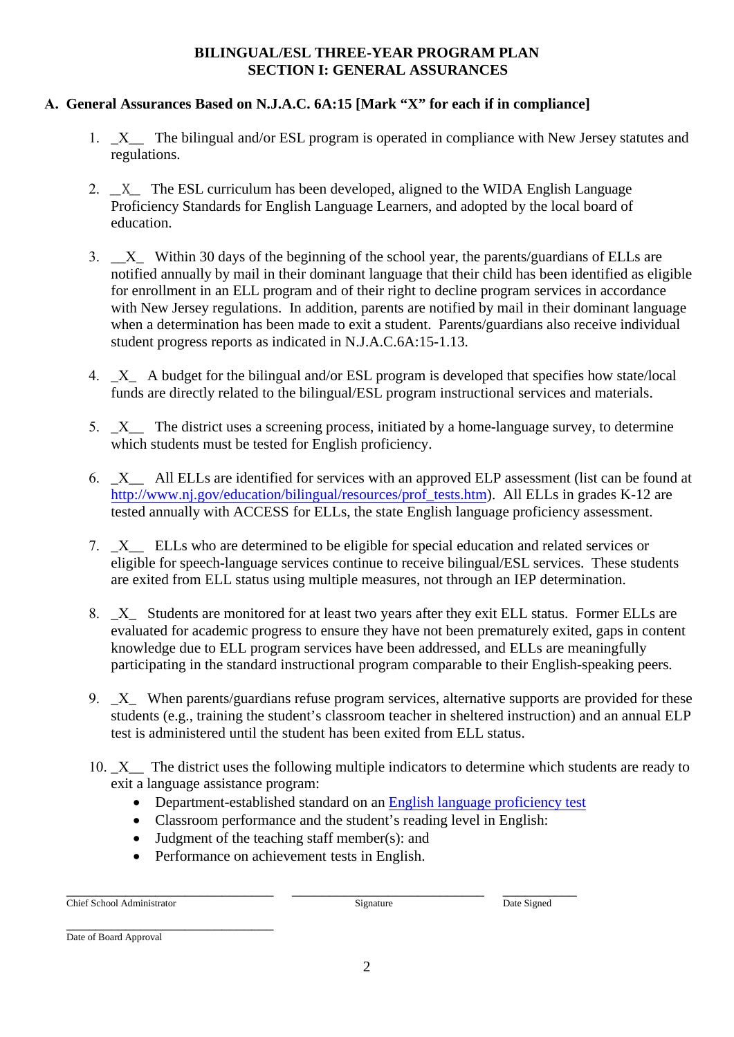**BILINGUAL/ESL THREE-YEAR PROGRAM PLAN**
**SECTION I: GENERAL ASSURANCES**

**A. General Assurances Based on N.J.A.C. 6A:15 [Mark "X" for each if in compliance]**

1. _X__ The bilingual and/or ESL program is operated in compliance with New Jersey statutes and regulations.

2. _X_ The ESL curriculum has been developed, aligned to the WIDA English Language Proficiency Standards for English Language Learners, and adopted by the local board of education.

3. __X_ Within 30 days of the beginning of the school year, the parents/guardians of ELLs are notified annually by mail in their dominant language that their child has been identified as eligible for enrollment in an ELL program and of their right to decline program services in accordance with New Jersey regulations. In addition, parents are notified by mail in their dominant language when a determination has been made to exit a student. Parents/guardians also receive individual student progress reports as indicated in N.J.A.C.6A:15-1.13.

4. _X_ A budget for the bilingual and/or ESL program is developed that specifies how state/local funds are directly related to the bilingual/ESL program instructional services and materials.

5. _X__ The district uses a screening process, initiated by a home-language survey, to determine which students must be tested for English proficiency.

6. _X__ All ELLs are identified for services with an approved ELP assessment (list can be found at http://www.nj.gov/education/bilingual/resources/prof_tests.htm). All ELLs in grades K-12 are tested annually with ACCESS for ELLs, the state English language proficiency assessment.

7. _X__ ELLs who are determined to be eligible for special education and related services or eligible for speech-language services continue to receive bilingual/ESL services. These students are exited from ELL status using multiple measures, not through an IEP determination.

8. _X_ Students are monitored for at least two years after they exit ELL status. Former ELLs are evaluated for academic progress to ensure they have not been prematurely exited, gaps in content knowledge due to ELL program services have been addressed, and ELLs are meaningfully participating in the standard instructional program comparable to their English-speaking peers.

9. _X_ When parents/guardians refuse program services, alternative supports are provided for these students (e.g., training the student's classroom teacher in sheltered instruction) and an annual ELP test is administered until the student has been exited from ELL status.

10. _X__ The district uses the following multiple indicators to determine which students are ready to exit a language assistance program:
    - Department-established standard on an English language proficiency test
    - Classroom performance and the student's reading level in English:
    - Judgment of the teaching staff member(s): and
    - Performance on achievement tests in English.

_______________________________ _______________________________ ____________
Chief School Administrator Signature Date Signed

_______________________________
Date of Board Approval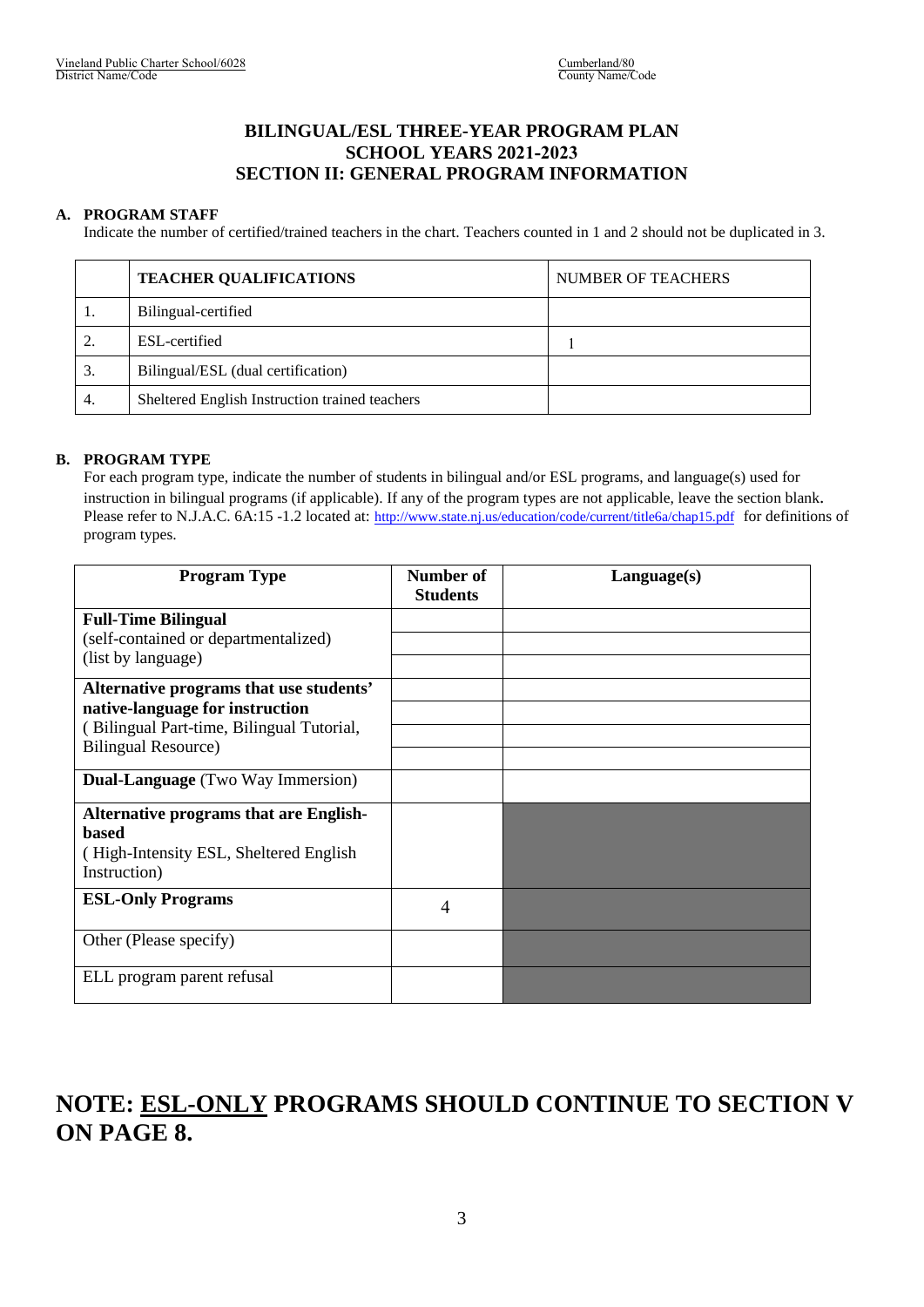Vineland Public Charter School/6028
District Name/Code

Cumberland/80
County Name/Code

## BILINGUAL/ESL THREE-YEAR PROGRAM PLAN
## SCHOOL YEARS 2021-2023
## SECTION II: GENERAL PROGRAM INFORMATION

### A. PROGRAM STAFF

Indicate the number of certified/trained teachers in the chart. Teachers counted in 1 and 2 should not be duplicated in 3.

| | TEACHER QUALIFICATIONS | NUMBER OF TEACHERS |
|---|---|---|
| 1. | Bilingual-certified | |
| 2. | ESL-certified | 1 |
| 3. | Bilingual/ESL (dual certification) | |
| 4. | Sheltered English Instruction trained teachers | |

### B. PROGRAM TYPE

For each program type, indicate the number of students in bilingual and/or ESL programs, and language(s) used for instruction in bilingual programs (if applicable). If any of the program types are not applicable, leave the section blank. Please refer to N.J.A.C. 6A:15 -1.2 located at: http://www.state.nj.us/education/code/current/title6a/chap15.pdf for definitions of program types.

| Program Type | Number of Students | Language(s) |
|---|---|---|
| **Full-Time Bilingual** (self-contained or departmentalized) (list by language) | | |
| | | |
| | | |
| **Alternative programs that use students' native-language for instruction** ( Bilingual Part-time, Bilingual Tutorial, Bilingual Resource) | | |
| | | |
| | | |
| | | |
| **Dual-Language** (Two Way Immersion) | | |
| **Alternative programs that are English-based** ( High-Intensity ESL, Sheltered English Instruction) | | |
| **ESL-Only Programs** | 4 | |
| Other (Please specify) | | |
| ELL program parent refusal | | |

# NOTE: ESL-ONLY PROGRAMS SHOULD CONTINUE TO SECTION V ON PAGE 8.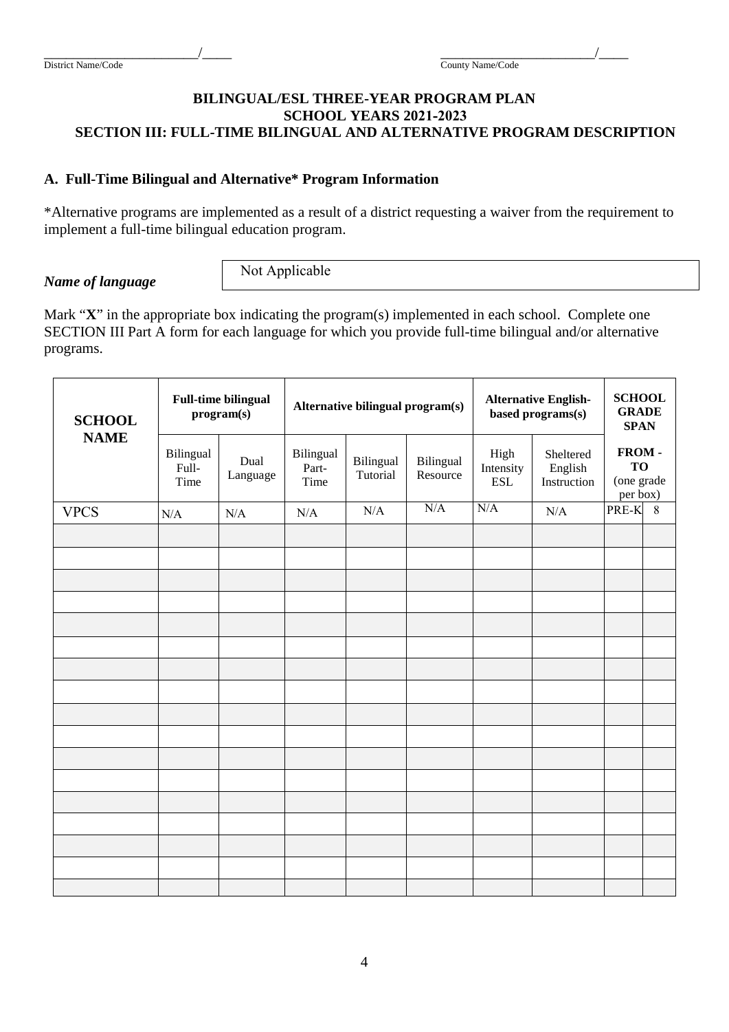_________________________/_____
District Name/Code

_________________________/_____
County Name/Code

**BILINGUAL/ESL THREE-YEAR PROGRAM PLAN**
**SCHOOL YEARS 2021-2023**
**SECTION III: FULL-TIME BILINGUAL AND ALTERNATIVE PROGRAM DESCRIPTION**

**A. Full-Time Bilingual and Alternative* Program Information**

*Alternative programs are implemented as a result of a district requesting a waiver from the requirement to implement a full-time bilingual education program.

***Name of language*** Not Applicable

Mark "**X**" in the appropriate box indicating the program(s) implemented in each school. Complete one SECTION III Part A form for each language for which you provide full-time bilingual and/or alternative programs.

| **SCHOOL NAME** | **Full-time bilingual program(s)** | | **Alternative bilingual program(s)** | | | **Alternative English-based programs(s)** | | **SCHOOL GRADE SPAN** | |
|---|---|---|---|---|---|---|---|---|---|
| | Bilingual Full-Time | Dual Language | Bilingual Part-Time | Bilingual Tutorial | Bilingual Resource | High Intensity ESL | Sheltered English Instruction | **FROM - TO** (one grade per box) | |
| VPCS | N/A | N/A | N/A | N/A | N/A | N/A | N/A | PRE-K | 8 |
| | | | | | | | | | |
| | | | | | | | | | |
| | | | | | | | | | |
| | | | | | | | | | |
| | | | | | | | | | |
| | | | | | | | | | |
| | | | | | | | | | |
| | | | | | | | | | |
| | | | | | | | | | |
| | | | | | | | | | |
| | | | | | | | | | |
| | | | | | | | | | |
| | | | | | | | | | |
| | | | | | | | | | |
| | | | | | | | | | |
| | | | | | | | | | |
| | | | | | | | | | |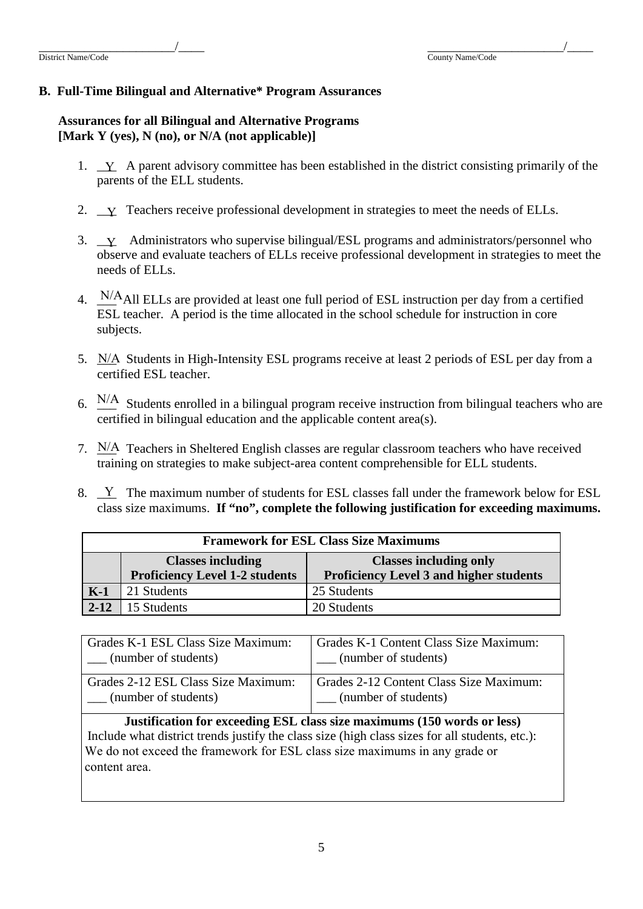_______________________/____ _______________________/____
District Name/Code County Name/Code

**B. Full-Time Bilingual and Alternative* Program Assurances**

**Assurances for all Bilingual and Alternative Programs**
**[Mark Y (yes), N (no), or N/A (not applicable)]**

1. \_Y\_ A parent advisory committee has been established in the district consisting primarily of the parents of the ELL students.

2. \_Y\_ Teachers receive professional development in strategies to meet the needs of ELLs.

3. \_Y\_ Administrators who supervise bilingual/ESL programs and administrators/personnel who observe and evaluate teachers of ELLs receive professional development in strategies to meet the needs of ELLs.

4. \_N/A\_ All ELLs are provided at least one full period of ESL instruction per day from a certified ESL teacher. A period is the time allocated in the school schedule for instruction in core subjects.

5. \_N/A\_ Students in High-Intensity ESL programs receive at least 2 periods of ESL per day from a certified ESL teacher.

6. \_N/A\_ Students enrolled in a bilingual program receive instruction from bilingual teachers who are certified in bilingual education and the applicable content area(s).

7. \_N/A\_ Teachers in Sheltered English classes are regular classroom teachers who have received training on strategies to make subject-area content comprehensible for ELL students.

8. \_Y\_ The maximum number of students for ESL classes fall under the framework below for ESL class size maximums. **If "no", complete the following justification for exceeding maximums.**

| Framework for ESL Class Size Maximums | | |
|---|---|---|
| | **Classes including Proficiency Level 1-2 students** | **Classes including only Proficiency Level 3 and higher students** |
| **K-1** | 21 Students | 25 Students |
| **2-12** | 15 Students | 20 Students |

| | |
|---|---|
| Grades K-1 ESL Class Size Maximum: ___ (number of students) | Grades K-1 Content Class Size Maximum: ___ (number of students) |
| Grades 2-12 ESL Class Size Maximum: ___ (number of students) | Grades 2-12 Content Class Size Maximum: ___ (number of students) |

**Justification for exceeding ESL class size maximums (150 words or less)**
Include what district trends justify the class size (high class sizes for all students, etc.):
We do not exceed the framework for ESL class size maximums in any grade or content area.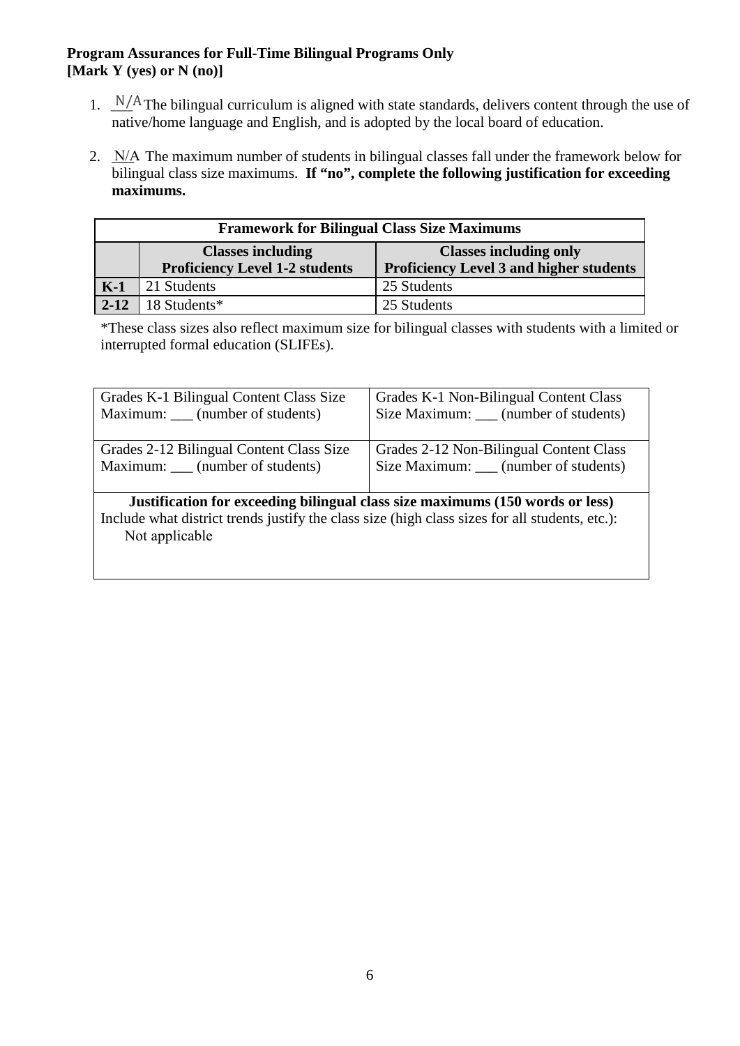**Program Assurances for Full-Time Bilingual Programs Only**
**[Mark Y (yes) or N (no)]**

1. N/A The bilingual curriculum is aligned with state standards, delivers content through the use of native/home language and English, and is adopted by the local board of education.

2. N/A The maximum number of students in bilingual classes fall under the framework below for bilingual class size maximums. **If "no", complete the following justification for exceeding maximums.**

| Framework for Bilingual Class Size Maximums | | |
|---|---|---|
| | **Classes including Proficiency Level 1-2 students** | **Classes including only Proficiency Level 3 and higher students** |
| **K-1** | 21 Students | 25 Students |
| **2-12** | 18 Students* | 25 Students |

*These class sizes also reflect maximum size for bilingual classes with students with a limited or interrupted formal education (SLIFEs).

| | |
|---|---|
| Grades K-1 Bilingual Content Class Size Maximum: ___ (number of students) | Grades K-1 Non-Bilingual Content Class Size Maximum: ___ (number of students) |
| Grades 2-12 Bilingual Content Class Size Maximum: ___ (number of students) | Grades 2-12 Non-Bilingual Content Class Size Maximum: ___ (number of students) |

**Justification for exceeding bilingual class size maximums (150 words or less)**
Include what district trends justify the class size (high class sizes for all students, etc.):
Not applicable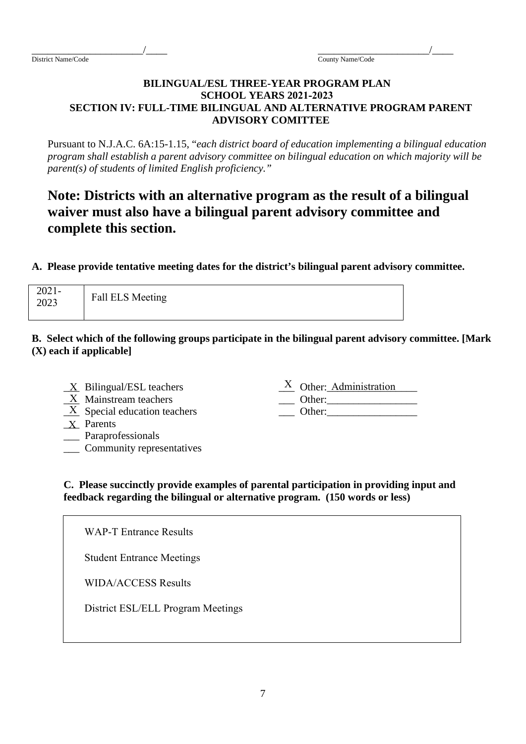_______________________/_____ District Name/Code

_______________________/_____ County Name/Code

**BILINGUAL/ESL THREE-YEAR PROGRAM PLAN**
**SCHOOL YEARS 2021-2023**
**SECTION IV: FULL-TIME BILINGUAL AND ALTERNATIVE PROGRAM PARENT ADVISORY COMITTEE**

Pursuant to N.J.A.C. 6A:15-1.15, "*each district board of education implementing a bilingual education program shall establish a parent advisory committee on bilingual education on which majority will be parent(s) of students of limited English proficiency.*"

## Note: Districts with an alternative program as the result of a bilingual waiver must also have a bilingual parent advisory committee and complete this section.

**A. Please provide tentative meeting dates for the district's bilingual parent advisory committee.**

| | |
|---|---|
| 2021-2023 | Fall ELS Meeting |

**B. Select which of the following groups participate in the bilingual parent advisory committee. [Mark (X) each if applicable]**

- _X_ Bilingual/ESL teachers
- _X_ Mainstream teachers
- _X_ Special education teachers
- _X_ Parents
- ___ Paraprofessionals
- ___ Community representatives
- _X_ Other: Administration
- ___ Other:_________________
- ___ Other:_________________

**C. Please succinctly provide examples of parental participation in providing input and feedback regarding the bilingual or alternative program. (150 words or less)**

WAP-T Entrance Results

Student Entrance Meetings

WIDA/ACCESS Results

District ESL/ELL Program Meetings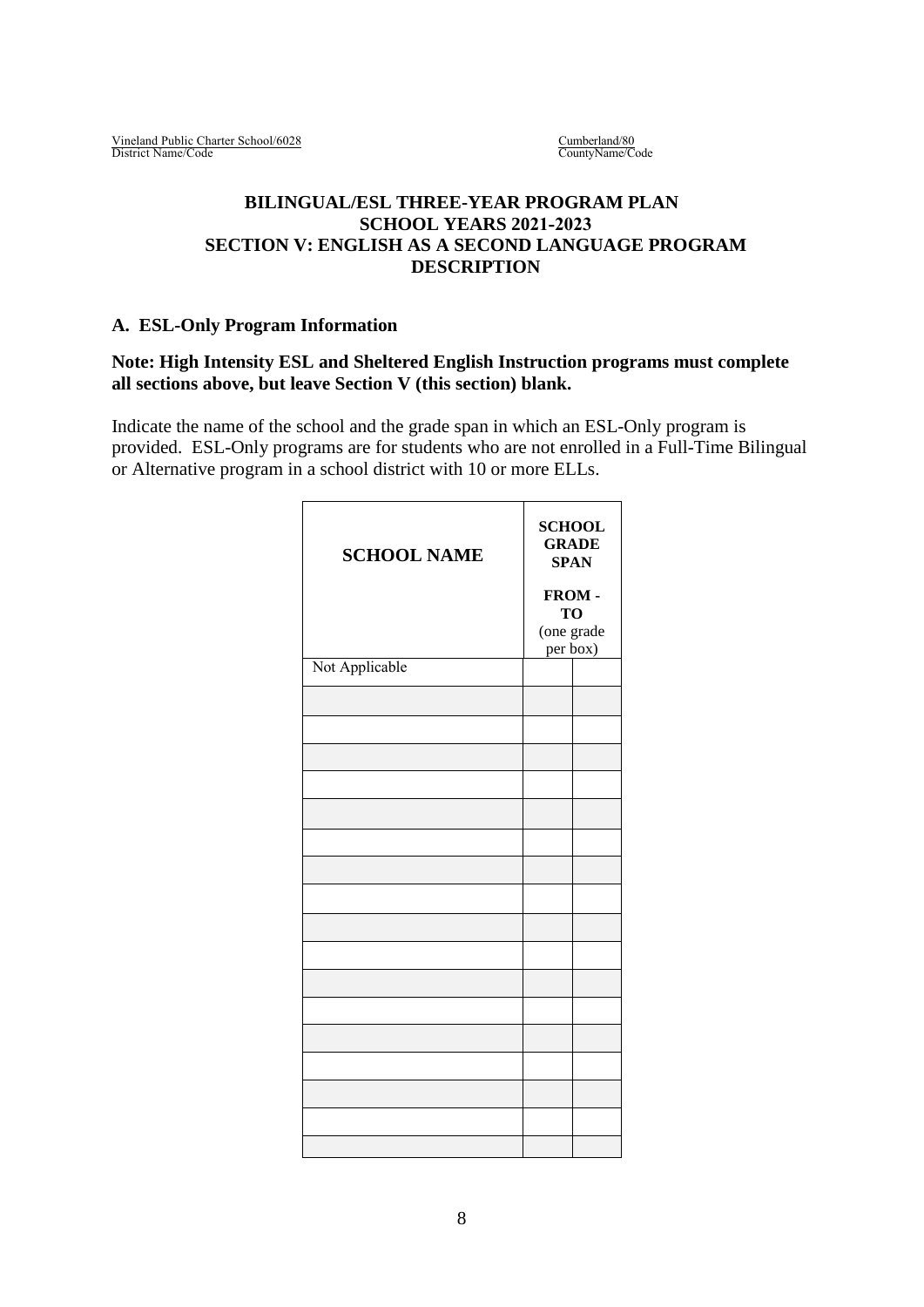Vineland Public Charter School/6028
District Name/Code

Cumberland/80
CountyName/Code

## BILINGUAL/ESL THREE-YEAR PROGRAM PLAN
## SCHOOL YEARS 2021-2023
## SECTION V: ENGLISH AS A SECOND LANGUAGE PROGRAM DESCRIPTION

### A. ESL-Only Program Information

**Note: High Intensity ESL and Sheltered English Instruction programs must complete all sections above, but leave Section V (this section) blank.**

Indicate the name of the school and the grade span in which an ESL-Only program is provided. ESL-Only programs are for students who are not enrolled in a Full-Time Bilingual or Alternative program in a school district with 10 or more ELLs.

| SCHOOL NAME | SCHOOL GRADE SPAN FROM - TO (one grade per box) | |
|---|---|---|
| Not Applicable | | |
| | | |
| | | |
| | | |
| | | |
| | | |
| | | |
| | | |
| | | |
| | | |
| | | |
| | | |
| | | |
| | | |
| | | |
| | | |
| | | |
| | | |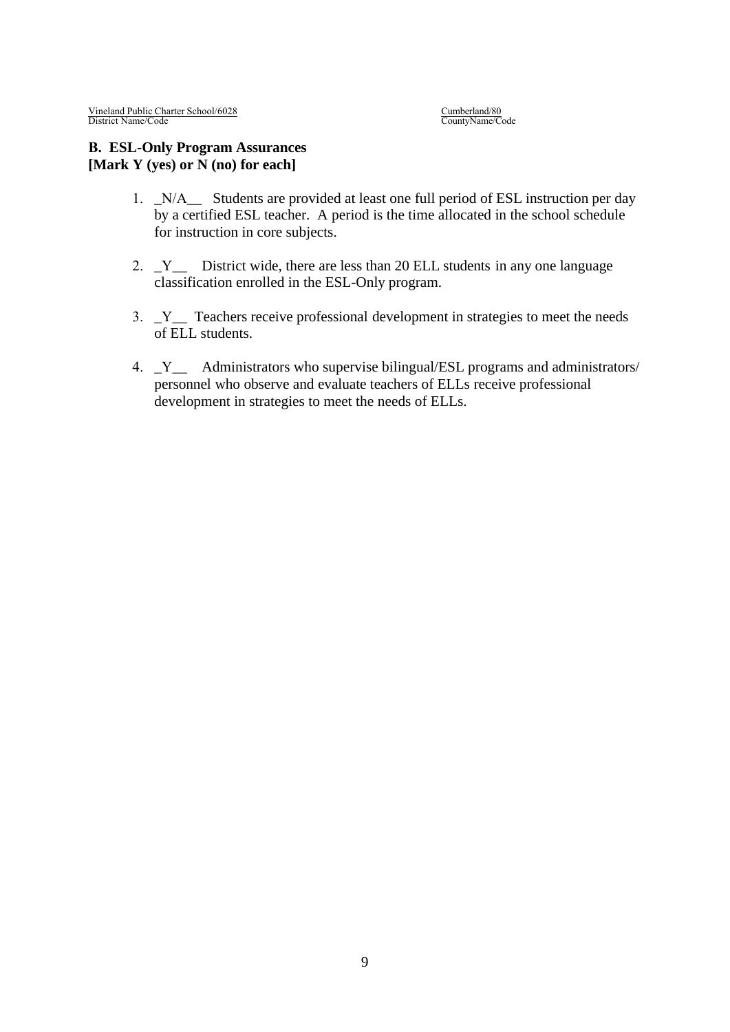Vineland Public Charter School/6028
District Name/Code

Cumberland/80
CountyName/Code

**B. ESL-Only Program Assurances**
**[Mark Y (yes) or N (no) for each]**

1. _N/A__ Students are provided at least one full period of ESL instruction per day by a certified ESL teacher. A period is the time allocated in the school schedule for instruction in core subjects.

2. _Y__ District wide, there are less than 20 ELL students in any one language classification enrolled in the ESL-Only program.

3. _Y__ Teachers receive professional development in strategies to meet the needs of ELL students.

4. _Y__ Administrators who supervise bilingual/ESL programs and administrators/ personnel who observe and evaluate teachers of ELLs receive professional development in strategies to meet the needs of ELLs.